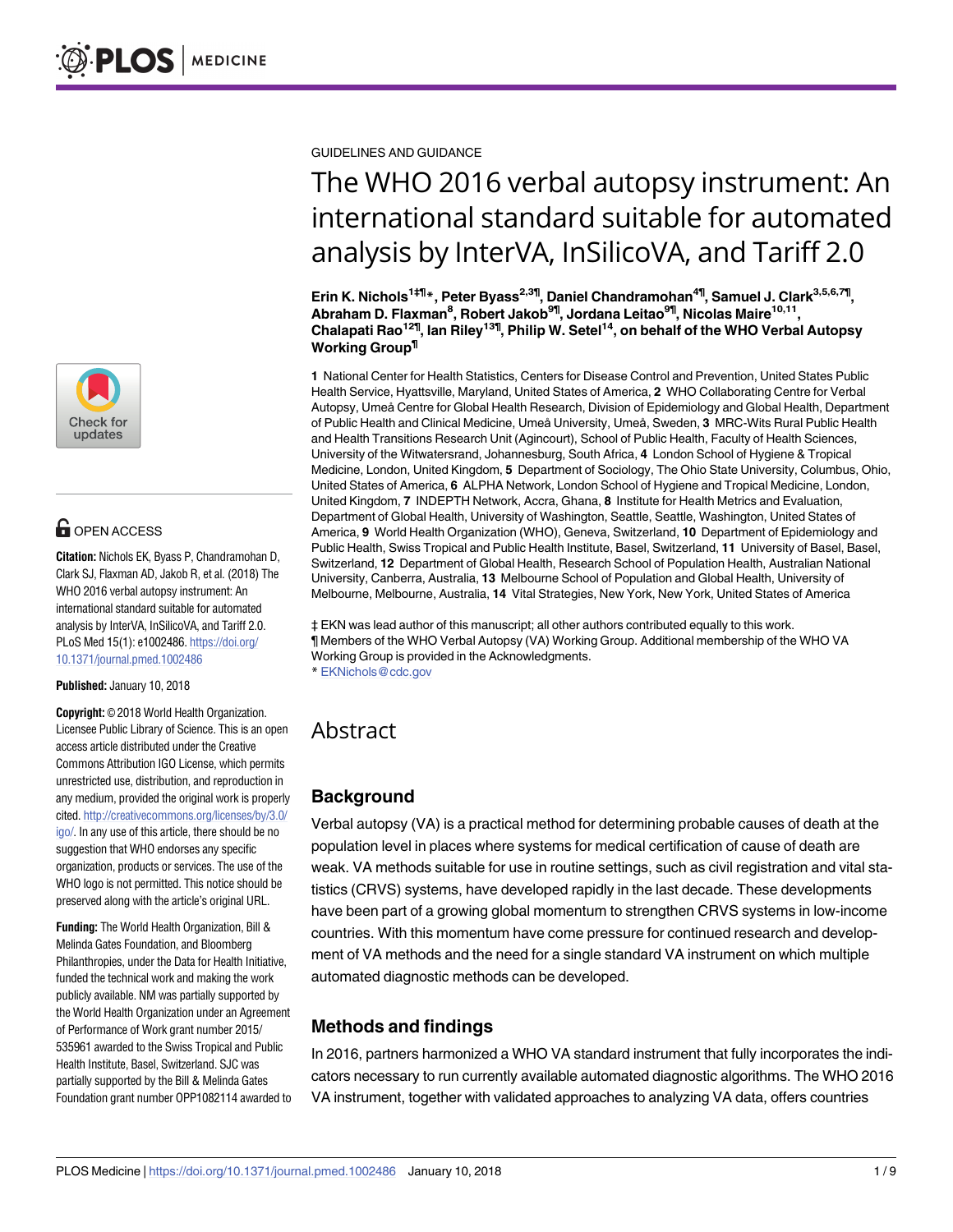GUIDELINES AND GUIDANCE

# The WHO 2016 verbal autopsy instrument: An international standard suitable for automated analysis by InterVA, InSilicoVA, and Tariff 2.0

**Erin K. Nichols[1‡¶]*, Peter Byass[2,3¶], Daniel Chandramohan[4¶], Samuel J. Clark[3,5,6,7¶], Abraham D. Flaxman[8], Robert Jakob[9¶], Jordana Leitao[9¶], Nicolas Maire[10,11], Chalapati Rao[12¶], Ian Riley[13¶], Philip W. Setel[14], on behalf of the WHO Verbal Autopsy Working Group[¶]**

**1** National Center for Health Statistics, Centers for Disease Control and Prevention, United States Public Health Service, Hyattsville, Maryland, United States of America, **2** WHO Collaborating Centre for Verbal Autopsy, Umeå Centre for Global Health Research, Division of Epidemiology and Global Health, Department of Public Health and Clinical Medicine, Umeå University, Umeå, Sweden, **3** MRC-Wits Rural Public Health and Health Transitions Research Unit (Agincourt), School of Public Health, Faculty of Health Sciences, University of the Witwatersrand, Johannesburg, South Africa, **4** London School of Hygiene & Tropical Medicine, London, United Kingdom, **5** Department of Sociology, The Ohio State University, Columbus, Ohio, United States of America, **6** ALPHA Network, London School of Hygiene and Tropical Medicine, London, United Kingdom, **7** INDEPTH Network, Accra, Ghana, **8** Institute for Health Metrics and Evaluation, Department of Global Health, University of Washington, Seattle, Seattle, Washington, United States of America, **9** World Health Organization (WHO), Geneva, Switzerland, **10** Department of Epidemiology and Public Health, Swiss Tropical and Public Health Institute, Basel, Switzerland, **11** University of Basel, Basel, Switzerland, **12** Department of Global Health, Research School of Population Health, Australian National University, Canberra, Australia, **13** Melbourne School of Population and Global Health, University of Melbourne, Melbourne, Australia, **14** Vital Strategies, New York, New York, United States of America

‡ EKN was lead author of this manuscript; all other authors contributed equally to this work.
¶ Members of the WHO Verbal Autopsy (VA) Working Group. Additional membership of the WHO VA Working Group is provided in the Acknowledgments.
* EKNichols@cdc.gov

OPEN ACCESS

**Citation:** Nichols EK, Byass P, Chandramohan D, Clark SJ, Flaxman AD, Jakob R, et al. (2018) The WHO 2016 verbal autopsy instrument: An international standard suitable for automated analysis by InterVA, InSilicoVA, and Tariff 2.0. PLoS Med 15(1): e1002486. https://doi.org/10.1371/journal.pmed.1002486

**Published:** January 10, 2018

**Copyright:** © 2018 World Health Organization. Licensee Public Library of Science. This is an open access article distributed under the Creative Commons Attribution IGO License, which permits unrestricted use, distribution, and reproduction in any medium, provided the original work is properly cited. http://creativecommons.org/licenses/by/3.0/igo/. In any use of this article, there should be no suggestion that WHO endorses any specific organization, products or services. The use of the WHO logo is not permitted. This notice should be preserved along with the article's original URL.

**Funding:** The World Health Organization, Bill & Melinda Gates Foundation, and Bloomberg Philanthropies, under the Data for Health Initiative, funded the technical work and making the work publicly available. NM was partially supported by the World Health Organization under an Agreement of Performance of Work grant number 2015/535961 awarded to the Swiss Tropical and Public Health Institute, Basel, Switzerland. SJC was partially supported by the Bill & Melinda Gates Foundation grant number OPP1082114 awarded to

## Abstract

### Background

Verbal autopsy (VA) is a practical method for determining probable causes of death at the population level in places where systems for medical certification of cause of death are weak. VA methods suitable for use in routine settings, such as civil registration and vital statistics (CRVS) systems, have developed rapidly in the last decade. These developments have been part of a growing global momentum to strengthen CRVS systems in low-income countries. With this momentum have come pressure for continued research and development of VA methods and the need for a single standard VA instrument on which multiple automated diagnostic methods can be developed.

### Methods and findings

In 2016, partners harmonized a WHO VA standard instrument that fully incorporates the indicators necessary to run currently available automated diagnostic algorithms. The WHO 2016 VA instrument, together with validated approaches to analyzing VA data, offers countries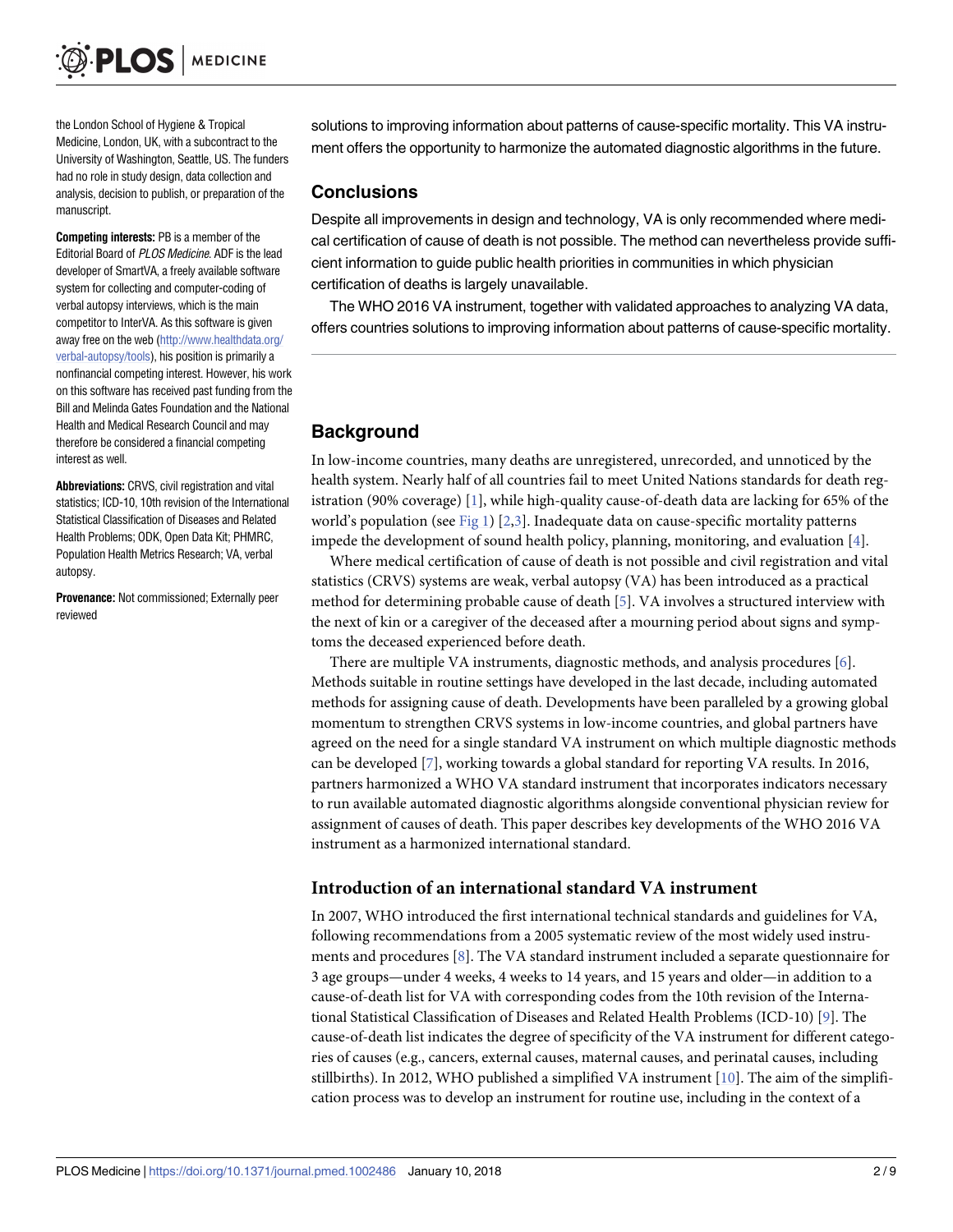the London School of Hygiene & Tropical Medicine, London, UK, with a subcontract to the University of Washington, Seattle, US. The funders had no role in study design, data collection and analysis, decision to publish, or preparation of the manuscript.

**Competing interests:** PB is a member of the Editorial Board of *PLOS Medicine*. ADF is the lead developer of SmartVA, a freely available software system for collecting and computer-coding of verbal autopsy interviews, which is the main competitor to InterVA. As this software is given away free on the web (http://www.healthdata.org/verbal-autopsy/tools), his position is primarily a nonfinancial competing interest. However, his work on this software has received past funding from the Bill and Melinda Gates Foundation and the National Health and Medical Research Council and may therefore be considered a financial competing interest as well.

**Abbreviations:** CRVS, civil registration and vital statistics; ICD-10, 10th revision of the International Statistical Classification of Diseases and Related Health Problems; ODK, Open Data Kit; PHMRC, Population Health Metrics Research; VA, verbal autopsy.

**Provenance:** Not commissioned; Externally peer reviewed

solutions to improving information about patterns of cause-specific mortality. This VA instrument offers the opportunity to harmonize the automated diagnostic algorithms in the future.

### Conclusions

Despite all improvements in design and technology, VA is only recommended where medical certification of cause of death is not possible. The method can nevertheless provide sufficient information to guide public health priorities in communities in which physician certification of deaths is largely unavailable.

The WHO 2016 VA instrument, together with validated approaches to analyzing VA data, offers countries solutions to improving information about patterns of cause-specific mortality.

## Background

In low-income countries, many deaths are unregistered, unrecorded, and unnoticed by the health system. Nearly half of all countries fail to meet United Nations standards for death registration (90% coverage) [1], while high-quality cause-of-death data are lacking for 65% of the world's population (see Fig 1) [2,3]. Inadequate data on cause-specific mortality patterns impede the development of sound health policy, planning, monitoring, and evaluation [4].

Where medical certification of cause of death is not possible and civil registration and vital statistics (CRVS) systems are weak, verbal autopsy (VA) has been introduced as a practical method for determining probable cause of death [5]. VA involves a structured interview with the next of kin or a caregiver of the deceased after a mourning period about signs and symptoms the deceased experienced before death.

There are multiple VA instruments, diagnostic methods, and analysis procedures [6]. Methods suitable in routine settings have developed in the last decade, including automated methods for assigning cause of death. Developments have been paralleled by a growing global momentum to strengthen CRVS systems in low-income countries, and global partners have agreed on the need for a single standard VA instrument on which multiple diagnostic methods can be developed [7], working towards a global standard for reporting VA results. In 2016, partners harmonized a WHO VA standard instrument that incorporates indicators necessary to run available automated diagnostic algorithms alongside conventional physician review for assignment of causes of death. This paper describes key developments of the WHO 2016 VA instrument as a harmonized international standard.

### Introduction of an international standard VA instrument

In 2007, WHO introduced the first international technical standards and guidelines for VA, following recommendations from a 2005 systematic review of the most widely used instruments and procedures [8]. The VA standard instrument included a separate questionnaire for 3 age groups—under 4 weeks, 4 weeks to 14 years, and 15 years and older—in addition to a cause-of-death list for VA with corresponding codes from the 10th revision of the International Statistical Classification of Diseases and Related Health Problems (ICD-10) [9]. The cause-of-death list indicates the degree of specificity of the VA instrument for different categories of causes (e.g., cancers, external causes, maternal causes, and perinatal causes, including stillbirths). In 2012, WHO published a simplified VA instrument [10]. The aim of the simplification process was to develop an instrument for routine use, including in the context of a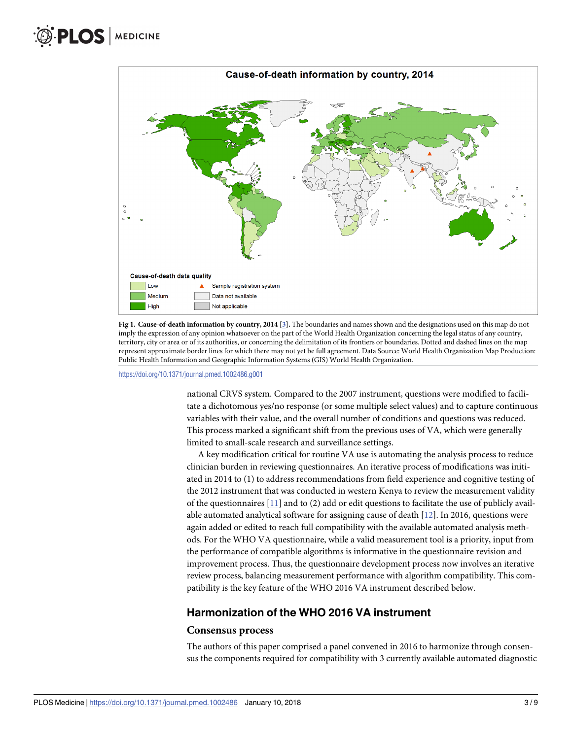**Fig 1. Cause-of-death information by country, 2014 [3].** The boundaries and names shown and the designations used on this map do not imply the expression of any opinion whatsoever on the part of the World Health Organization concerning the legal status of any country, territory, city or area or of its authorities, or concerning the delimitation of its frontiers or boundaries. Dotted and dashed lines on the map represent approximate border lines for which there may not yet be full agreement. Data Source: World Health Organization Map Production: Public Health Information and Geographic Information Systems (GIS) World Health Organization.

https://doi.org/10.1371/journal.pmed.1002486.g001

national CRVS system. Compared to the 2007 instrument, questions were modified to facilitate a dichotomous yes/no response (or some multiple select values) and to capture continuous variables with their value, and the overall number of conditions and questions was reduced. This process marked a significant shift from the previous uses of VA, which were generally limited to small-scale research and surveillance settings.

A key modification critical for routine VA use is automating the analysis process to reduce clinician burden in reviewing questionnaires. An iterative process of modifications was initiated in 2014 to (1) to address recommendations from field experience and cognitive testing of the 2012 instrument that was conducted in western Kenya to review the measurement validity of the questionnaires [11] and to (2) add or edit questions to facilitate the use of publicly available automated analytical software for assigning cause of death [12]. In 2016, questions were again added or edited to reach full compatibility with the available automated analysis methods. For the WHO VA questionnaire, while a valid measurement tool is a priority, input from the performance of compatible algorithms is informative in the questionnaire revision and improvement process. Thus, the questionnaire development process now involves an iterative review process, balancing measurement performance with algorithm compatibility. This compatibility is the key feature of the WHO 2016 VA instrument described below.

## Harmonization of the WHO 2016 VA instrument

### Consensus process

The authors of this paper comprised a panel convened in 2016 to harmonize through consensus the components required for compatibility with 3 currently available automated diagnostic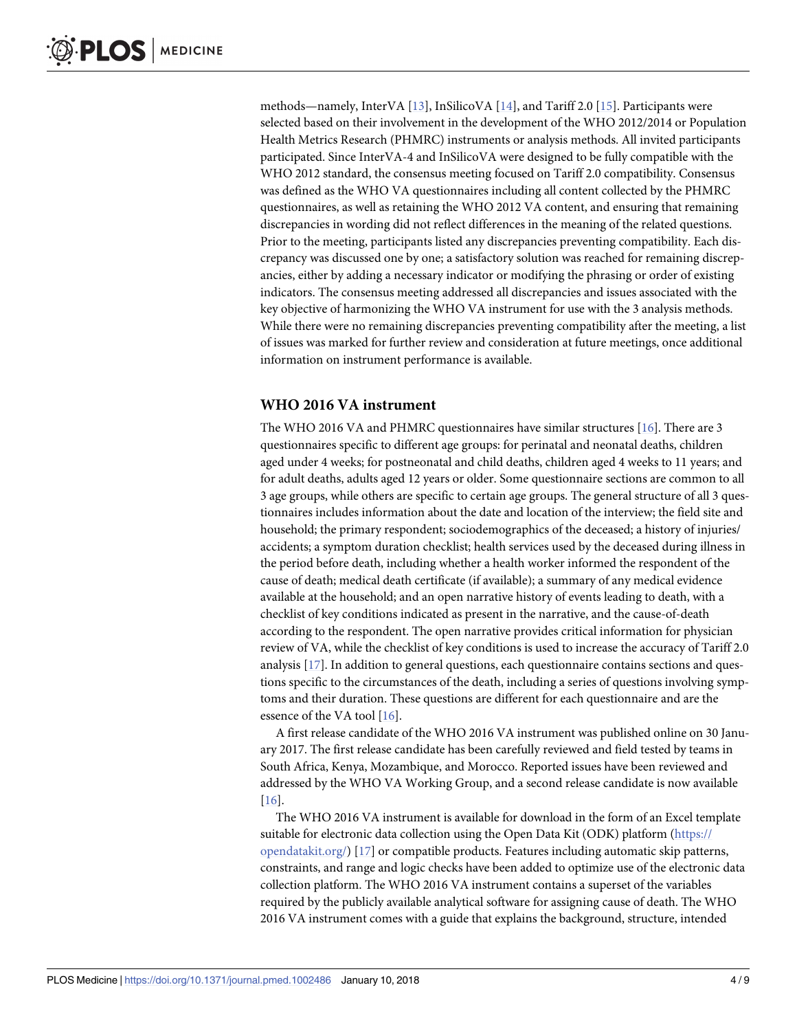methods—namely, InterVA [13], InSilicoVA [14], and Tariff 2.0 [15]. Participants were selected based on their involvement in the development of the WHO 2012/2014 or Population Health Metrics Research (PHMRC) instruments or analysis methods. All invited participants participated. Since InterVA-4 and InSilicoVA were designed to be fully compatible with the WHO 2012 standard, the consensus meeting focused on Tariff 2.0 compatibility. Consensus was defined as the WHO VA questionnaires including all content collected by the PHMRC questionnaires, as well as retaining the WHO 2012 VA content, and ensuring that remaining discrepancies in wording did not reflect differences in the meaning of the related questions. Prior to the meeting, participants listed any discrepancies preventing compatibility. Each discrepancy was discussed one by one; a satisfactory solution was reached for remaining discrepancies, either by adding a necessary indicator or modifying the phrasing or order of existing indicators. The consensus meeting addressed all discrepancies and issues associated with the key objective of harmonizing the WHO VA instrument for use with the 3 analysis methods. While there were no remaining discrepancies preventing compatibility after the meeting, a list of issues was marked for further review and consideration at future meetings, once additional information on instrument performance is available.

## WHO 2016 VA instrument

The WHO 2016 VA and PHMRC questionnaires have similar structures [16]. There are 3 questionnaires specific to different age groups: for perinatal and neonatal deaths, children aged under 4 weeks; for postneonatal and child deaths, children aged 4 weeks to 11 years; and for adult deaths, adults aged 12 years or older. Some questionnaire sections are common to all 3 age groups, while others are specific to certain age groups. The general structure of all 3 questionnaires includes information about the date and location of the interview; the field site and household; the primary respondent; sociodemographics of the deceased; a history of injuries/accidents; a symptom duration checklist; health services used by the deceased during illness in the period before death, including whether a health worker informed the respondent of the cause of death; medical death certificate (if available); a summary of any medical evidence available at the household; and an open narrative history of events leading to death, with a checklist of key conditions indicated as present in the narrative, and the cause-of-death according to the respondent. The open narrative provides critical information for physician review of VA, while the checklist of key conditions is used to increase the accuracy of Tariff 2.0 analysis [17]. In addition to general questions, each questionnaire contains sections and questions specific to the circumstances of the death, including a series of questions involving symptoms and their duration. These questions are different for each questionnaire and are the essence of the VA tool [16].

A first release candidate of the WHO 2016 VA instrument was published online on 30 January 2017. The first release candidate has been carefully reviewed and field tested by teams in South Africa, Kenya, Mozambique, and Morocco. Reported issues have been reviewed and addressed by the WHO VA Working Group, and a second release candidate is now available [16].

The WHO 2016 VA instrument is available for download in the form of an Excel template suitable for electronic data collection using the Open Data Kit (ODK) platform (https://opendatakit.org/) [17] or compatible products. Features including automatic skip patterns, constraints, and range and logic checks have been added to optimize use of the electronic data collection platform. The WHO 2016 VA instrument contains a superset of the variables required by the publicly available analytical software for assigning cause of death. The WHO 2016 VA instrument comes with a guide that explains the background, structure, intended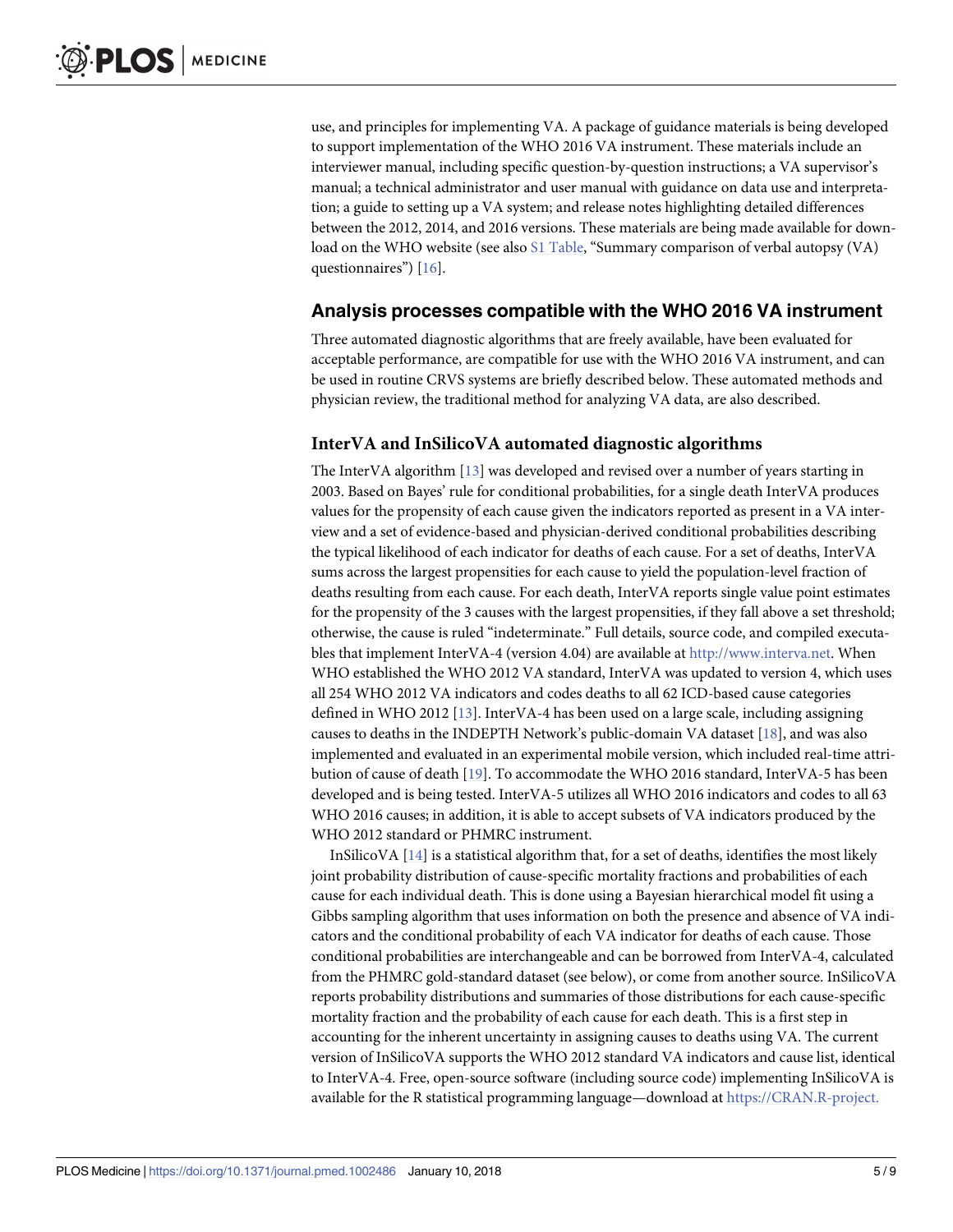use, and principles for implementing VA. A package of guidance materials is being developed to support implementation of the WHO 2016 VA instrument. These materials include an interviewer manual, including specific question-by-question instructions; a VA supervisor's manual; a technical administrator and user manual with guidance on data use and interpretation; a guide to setting up a VA system; and release notes highlighting detailed differences between the 2012, 2014, and 2016 versions. These materials are being made available for download on the WHO website (see also S1 Table, "Summary comparison of verbal autopsy (VA) questionnaires") [16].

## Analysis processes compatible with the WHO 2016 VA instrument

Three automated diagnostic algorithms that are freely available, have been evaluated for acceptable performance, are compatible for use with the WHO 2016 VA instrument, and can be used in routine CRVS systems are briefly described below. These automated methods and physician review, the traditional method for analyzing VA data, are also described.

### InterVA and InSilicoVA automated diagnostic algorithms

The InterVA algorithm [13] was developed and revised over a number of years starting in 2003. Based on Bayes' rule for conditional probabilities, for a single death InterVA produces values for the propensity of each cause given the indicators reported as present in a VA interview and a set of evidence-based and physician-derived conditional probabilities describing the typical likelihood of each indicator for deaths of each cause. For a set of deaths, InterVA sums across the largest propensities for each cause to yield the population-level fraction of deaths resulting from each cause. For each death, InterVA reports single value point estimates for the propensity of the 3 causes with the largest propensities, if they fall above a set threshold; otherwise, the cause is ruled "indeterminate." Full details, source code, and compiled executables that implement InterVA-4 (version 4.04) are available at http://www.interva.net. When WHO established the WHO 2012 VA standard, InterVA was updated to version 4, which uses all 254 WHO 2012 VA indicators and codes deaths to all 62 ICD-based cause categories defined in WHO 2012 [13]. InterVA-4 has been used on a large scale, including assigning causes to deaths in the INDEPTH Network's public-domain VA dataset [18], and was also implemented and evaluated in an experimental mobile version, which included real-time attribution of cause of death [19]. To accommodate the WHO 2016 standard, InterVA-5 has been developed and is being tested. InterVA-5 utilizes all WHO 2016 indicators and codes to all 63 WHO 2016 causes; in addition, it is able to accept subsets of VA indicators produced by the WHO 2012 standard or PHMRC instrument.

InSilicoVA [14] is a statistical algorithm that, for a set of deaths, identifies the most likely joint probability distribution of cause-specific mortality fractions and probabilities of each cause for each individual death. This is done using a Bayesian hierarchical model fit using a Gibbs sampling algorithm that uses information on both the presence and absence of VA indicators and the conditional probability of each VA indicator for deaths of each cause. Those conditional probabilities are interchangeable and can be borrowed from InterVA-4, calculated from the PHMRC gold-standard dataset (see below), or come from another source. InSilicoVA reports probability distributions and summaries of those distributions for each cause-specific mortality fraction and the probability of each cause for each death. This is a first step in accounting for the inherent uncertainty in assigning causes to deaths using VA. The current version of InSilicoVA supports the WHO 2012 standard VA indicators and cause list, identical to InterVA-4. Free, open-source software (including source code) implementing InSilicoVA is available for the R statistical programming language—download at https://CRAN.R-project.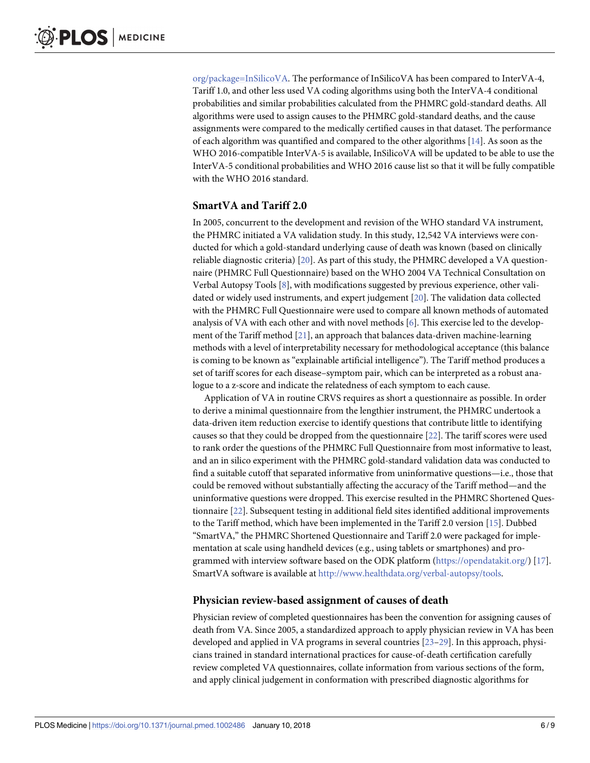org/package=InSilicoVA. The performance of InSilicoVA has been compared to InterVA-4, Tariff 1.0, and other less used VA coding algorithms using both the InterVA-4 conditional probabilities and similar probabilities calculated from the PHMRC gold-standard deaths. All algorithms were used to assign causes to the PHMRC gold-standard deaths, and the cause assignments were compared to the medically certified causes in that dataset. The performance of each algorithm was quantified and compared to the other algorithms [14]. As soon as the WHO 2016-compatible InterVA-5 is available, InSilicoVA will be updated to be able to use the InterVA-5 conditional probabilities and WHO 2016 cause list so that it will be fully compatible with the WHO 2016 standard.

## SmartVA and Tariff 2.0

In 2005, concurrent to the development and revision of the WHO standard VA instrument, the PHMRC initiated a VA validation study. In this study, 12,542 VA interviews were conducted for which a gold-standard underlying cause of death was known (based on clinically reliable diagnostic criteria) [20]. As part of this study, the PHMRC developed a VA questionnaire (PHMRC Full Questionnaire) based on the WHO 2004 VA Technical Consultation on Verbal Autopsy Tools [8], with modifications suggested by previous experience, other validated or widely used instruments, and expert judgement [20]. The validation data collected with the PHMRC Full Questionnaire were used to compare all known methods of automated analysis of VA with each other and with novel methods [6]. This exercise led to the development of the Tariff method [21], an approach that balances data-driven machine-learning methods with a level of interpretability necessary for methodological acceptance (this balance is coming to be known as "explainable artificial intelligence"). The Tariff method produces a set of tariff scores for each disease–symptom pair, which can be interpreted as a robust analogue to a z-score and indicate the relatedness of each symptom to each cause.

Application of VA in routine CRVS requires as short a questionnaire as possible. In order to derive a minimal questionnaire from the lengthier instrument, the PHMRC undertook a data-driven item reduction exercise to identify questions that contribute little to identifying causes so that they could be dropped from the questionnaire [22]. The tariff scores were used to rank order the questions of the PHMRC Full Questionnaire from most informative to least, and an in silico experiment with the PHMRC gold-standard validation data was conducted to find a suitable cutoff that separated informative from uninformative questions—i.e., those that could be removed without substantially affecting the accuracy of the Tariff method—and the uninformative questions were dropped. This exercise resulted in the PHMRC Shortened Questionnaire [22]. Subsequent testing in additional field sites identified additional improvements to the Tariff method, which have been implemented in the Tariff 2.0 version [15]. Dubbed "SmartVA," the PHMRC Shortened Questionnaire and Tariff 2.0 were packaged for implementation at scale using handheld devices (e.g., using tablets or smartphones) and programmed with interview software based on the ODK platform (https://opendatakit.org/) [17]. SmartVA software is available at http://www.healthdata.org/verbal-autopsy/tools.

## Physician review-based assignment of causes of death

Physician review of completed questionnaires has been the convention for assigning causes of death from VA. Since 2005, a standardized approach to apply physician review in VA has been developed and applied in VA programs in several countries [23–29]. In this approach, physicians trained in standard international practices for cause-of-death certification carefully review completed VA questionnaires, collate information from various sections of the form, and apply clinical judgement in conformation with prescribed diagnostic algorithms for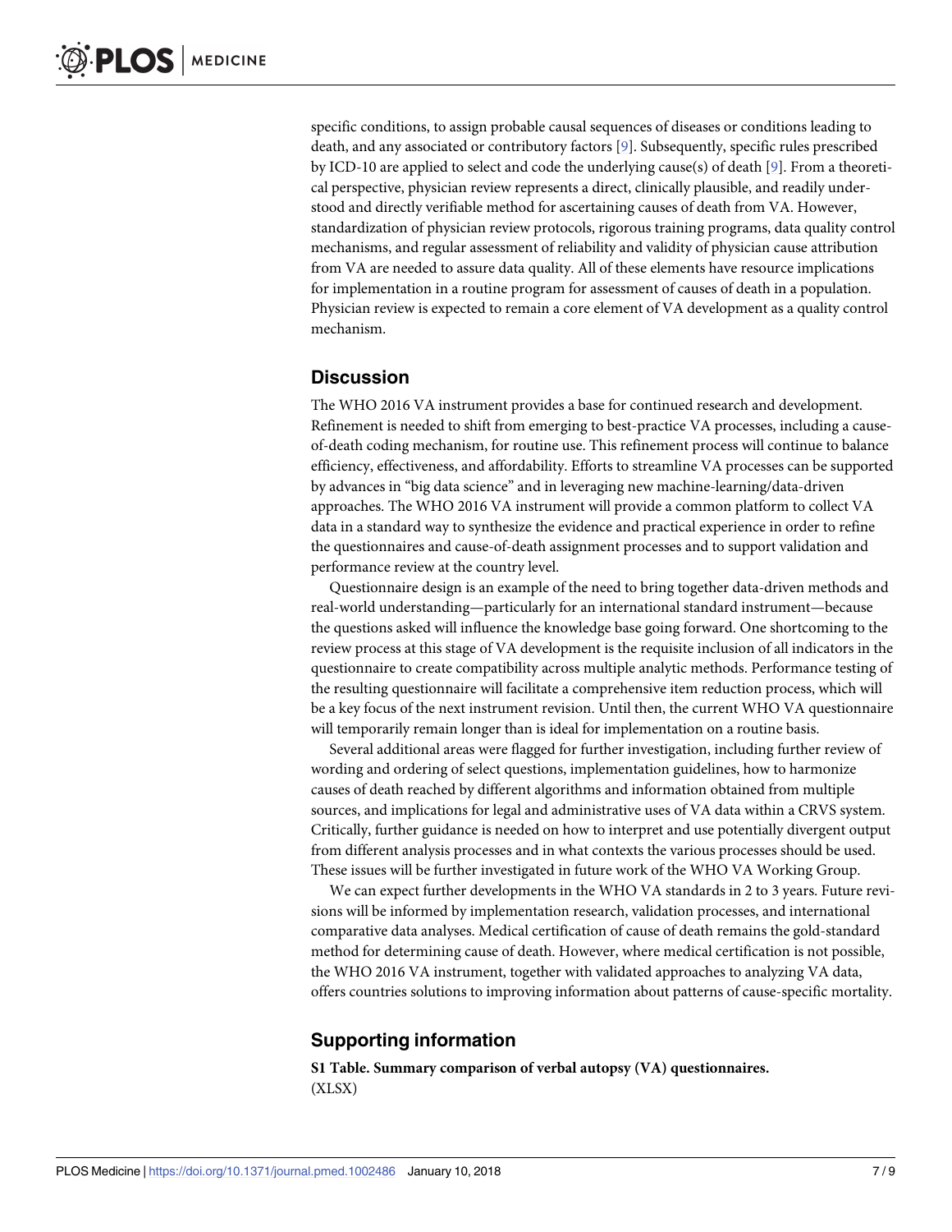specific conditions, to assign probable causal sequences of diseases or conditions leading to death, and any associated or contributory factors [9]. Subsequently, specific rules prescribed by ICD-10 are applied to select and code the underlying cause(s) of death [9]. From a theoretical perspective, physician review represents a direct, clinically plausible, and readily understood and directly verifiable method for ascertaining causes of death from VA. However, standardization of physician review protocols, rigorous training programs, data quality control mechanisms, and regular assessment of reliability and validity of physician cause attribution from VA are needed to assure data quality. All of these elements have resource implications for implementation in a routine program for assessment of causes of death in a population. Physician review is expected to remain a core element of VA development as a quality control mechanism.

## Discussion

The WHO 2016 VA instrument provides a base for continued research and development. Refinement is needed to shift from emerging to best-practice VA processes, including a cause-of-death coding mechanism, for routine use. This refinement process will continue to balance efficiency, effectiveness, and affordability. Efforts to streamline VA processes can be supported by advances in "big data science" and in leveraging new machine-learning/data-driven approaches. The WHO 2016 VA instrument will provide a common platform to collect VA data in a standard way to synthesize the evidence and practical experience in order to refine the questionnaires and cause-of-death assignment processes and to support validation and performance review at the country level.

Questionnaire design is an example of the need to bring together data-driven methods and real-world understanding—particularly for an international standard instrument—because the questions asked will influence the knowledge base going forward. One shortcoming to the review process at this stage of VA development is the requisite inclusion of all indicators in the questionnaire to create compatibility across multiple analytic methods. Performance testing of the resulting questionnaire will facilitate a comprehensive item reduction process, which will be a key focus of the next instrument revision. Until then, the current WHO VA questionnaire will temporarily remain longer than is ideal for implementation on a routine basis.

Several additional areas were flagged for further investigation, including further review of wording and ordering of select questions, implementation guidelines, how to harmonize causes of death reached by different algorithms and information obtained from multiple sources, and implications for legal and administrative uses of VA data within a CRVS system. Critically, further guidance is needed on how to interpret and use potentially divergent output from different analysis processes and in what contexts the various processes should be used. These issues will be further investigated in future work of the WHO VA Working Group.

We can expect further developments in the WHO VA standards in 2 to 3 years. Future revisions will be informed by implementation research, validation processes, and international comparative data analyses. Medical certification of cause of death remains the gold-standard method for determining cause of death. However, where medical certification is not possible, the WHO 2016 VA instrument, together with validated approaches to analyzing VA data, offers countries solutions to improving information about patterns of cause-specific mortality.

## Supporting information

**S1 Table. Summary comparison of verbal autopsy (VA) questionnaires.**
(XLSX)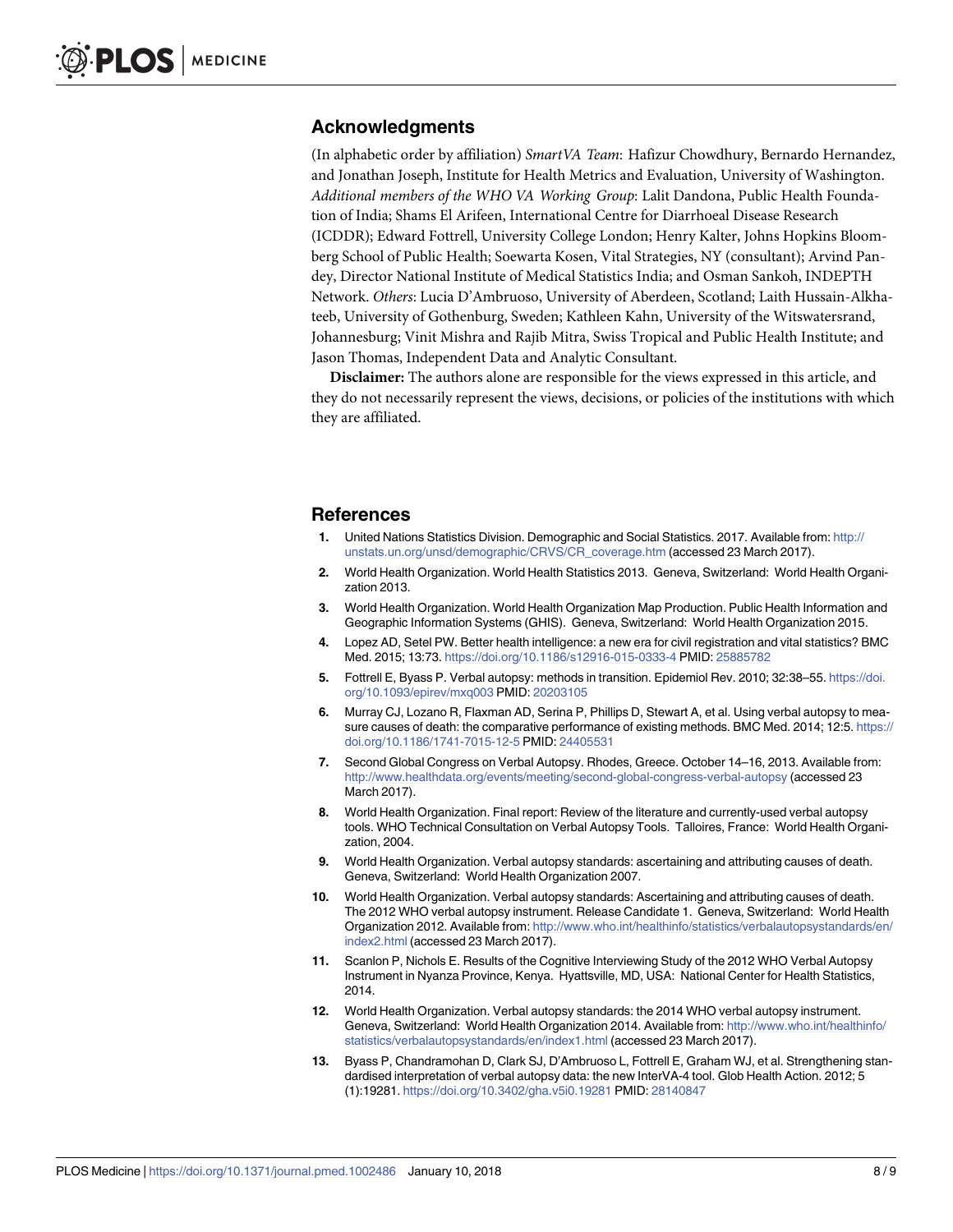## Acknowledgments

(In alphabetic order by affiliation) *SmartVA Team*: Hafizur Chowdhury, Bernardo Hernandez, and Jonathan Joseph, Institute for Health Metrics and Evaluation, University of Washington. *Additional members of the WHO VA Working Group*: Lalit Dandona, Public Health Foundation of India; Shams El Arifeen, International Centre for Diarrhoeal Disease Research (ICDDR); Edward Fottrell, University College London; Henry Kalter, Johns Hopkins Bloomberg School of Public Health; Soewarta Kosen, Vital Strategies, NY (consultant); Arvind Pandey, Director National Institute of Medical Statistics India; and Osman Sankoh, INDEPTH Network. *Others*: Lucia D'Ambruoso, University of Aberdeen, Scotland; Laith Hussain-Alkhateeb, University of Gothenburg, Sweden; Kathleen Kahn, University of the Witswatersrand, Johannesburg; Vinit Mishra and Rajib Mitra, Swiss Tropical and Public Health Institute; and Jason Thomas, Independent Data and Analytic Consultant.

**Disclaimer:** The authors alone are responsible for the views expressed in this article, and they do not necessarily represent the views, decisions, or policies of the institutions with which they are affiliated.

## References

1. United Nations Statistics Division. Demographic and Social Statistics. 2017. Available from: http://unstats.un.org/unsd/demographic/CRVS/CR_coverage.htm (accessed 23 March 2017).
2. World Health Organization. World Health Statistics 2013. Geneva, Switzerland: World Health Organization 2013.
3. World Health Organization. World Health Organization Map Production. Public Health Information and Geographic Information Systems (GHIS). Geneva, Switzerland: World Health Organization 2015.
4. Lopez AD, Setel PW. Better health intelligence: a new era for civil registration and vital statistics? BMC Med. 2015; 13:73. https://doi.org/10.1186/s12916-015-0333-4 PMID: 25885782
5. Fottrell E, Byass P. Verbal autopsy: methods in transition. Epidemiol Rev. 2010; 32:38–55. https://doi.org/10.1093/epirev/mxq003 PMID: 20203105
6. Murray CJ, Lozano R, Flaxman AD, Serina P, Phillips D, Stewart A, et al. Using verbal autopsy to measure causes of death: the comparative performance of existing methods. BMC Med. 2014; 12:5. https://doi.org/10.1186/1741-7015-12-5 PMID: 24405531
7. Second Global Congress on Verbal Autopsy. Rhodes, Greece. October 14–16, 2013. Available from: http://www.healthdata.org/events/meeting/second-global-congress-verbal-autopsy (accessed 23 March 2017).
8. World Health Organization. Final report: Review of the literature and currently-used verbal autopsy tools. WHO Technical Consultation on Verbal Autopsy Tools. Talloires, France: World Health Organization, 2004.
9. World Health Organization. Verbal autopsy standards: ascertaining and attributing causes of death. Geneva, Switzerland: World Health Organization 2007.
10. World Health Organization. Verbal autopsy standards: Ascertaining and attributing causes of death. The 2012 WHO verbal autopsy instrument. Release Candidate 1. Geneva, Switzerland: World Health Organization 2012. Available from: http://www.who.int/healthinfo/statistics/verbalautopsystandards/en/index2.html (accessed 23 March 2017).
11. Scanlon P, Nichols E. Results of the Cognitive Interviewing Study of the 2012 WHO Verbal Autopsy Instrument in Nyanza Province, Kenya. Hyattsville, MD, USA: National Center for Health Statistics, 2014.
12. World Health Organization. Verbal autopsy standards: the 2014 WHO verbal autopsy instrument. Geneva, Switzerland: World Health Organization 2014. Available from: http://www.who.int/healthinfo/statistics/verbalautopsystandards/en/index1.html (accessed 23 March 2017).
13. Byass P, Chandramohan D, Clark SJ, D'Ambruoso L, Fottrell E, Graham WJ, et al. Strengthening standardised interpretation of verbal autopsy data: the new InterVA-4 tool. Glob Health Action. 2012; 5 (1):19281. https://doi.org/10.3402/gha.v5i0.19281 PMID: 28140847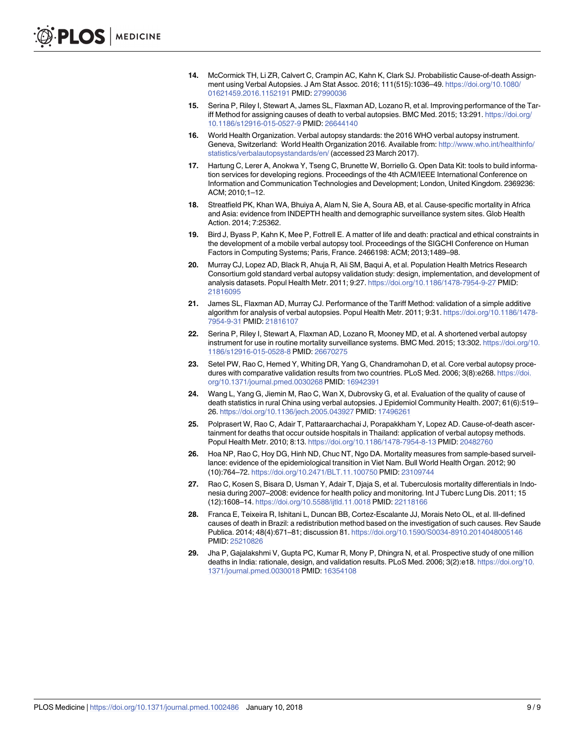14. McCormick TH, Li ZR, Calvert C, Crampin AC, Kahn K, Clark SJ. Probabilistic Cause-of-death Assignment using Verbal Autopsies. J Am Stat Assoc. 2016; 111(515):1036–49. https://doi.org/10.1080/01621459.2016.1152191 PMID: 27990036

15. Serina P, Riley I, Stewart A, James SL, Flaxman AD, Lozano R, et al. Improving performance of the Tariff Method for assigning causes of death to verbal autopsies. BMC Med. 2015; 13:291. https://doi.org/10.1186/s12916-015-0527-9 PMID: 26644140

16. World Health Organization. Verbal autopsy standards: the 2016 WHO verbal autopsy instrument. Geneva, Switzerland: World Health Organization 2016. Available from: http://www.who.int/healthinfo/statistics/verbalautopsystandards/en/ (accessed 23 March 2017).

17. Hartung C, Lerer A, Anokwa Y, Tseng C, Brunette W, Borriello G. Open Data Kit: tools to build information services for developing regions. Proceedings of the 4th ACM/IEEE International Conference on Information and Communication Technologies and Development; London, United Kingdom. 2369236: ACM; 2010;1–12.

18. Streatfield PK, Khan WA, Bhuiya A, Alam N, Sie A, Soura AB, et al. Cause-specific mortality in Africa and Asia: evidence from INDEPTH health and demographic surveillance system sites. Glob Health Action. 2014; 7:25362.

19. Bird J, Byass P, Kahn K, Mee P, Fottrell E. A matter of life and death: practical and ethical constraints in the development of a mobile verbal autopsy tool. Proceedings of the SIGCHI Conference on Human Factors in Computing Systems; Paris, France. 2466198: ACM; 2013;1489–98.

20. Murray CJ, Lopez AD, Black R, Ahuja R, Ali SM, Baqui A, et al. Population Health Metrics Research Consortium gold standard verbal autopsy validation study: design, implementation, and development of analysis datasets. Popul Health Metr. 2011; 9:27. https://doi.org/10.1186/1478-7954-9-27 PMID: 21816095

21. James SL, Flaxman AD, Murray CJ. Performance of the Tariff Method: validation of a simple additive algorithm for analysis of verbal autopsies. Popul Health Metr. 2011; 9:31. https://doi.org/10.1186/1478-7954-9-31 PMID: 21816107

22. Serina P, Riley I, Stewart A, Flaxman AD, Lozano R, Mooney MD, et al. A shortened verbal autopsy instrument for use in routine mortality surveillance systems. BMC Med. 2015; 13:302. https://doi.org/10.1186/s12916-015-0528-8 PMID: 26670275

23. Setel PW, Rao C, Hemed Y, Whiting DR, Yang G, Chandramohan D, et al. Core verbal autopsy procedures with comparative validation results from two countries. PLoS Med. 2006; 3(8):e268. https://doi.org/10.1371/journal.pmed.0030268 PMID: 16942391

24. Wang L, Yang G, Jiemin M, Rao C, Wan X, Dubrovsky G, et al. Evaluation of the quality of cause of death statistics in rural China using verbal autopsies. J Epidemiol Community Health. 2007; 61(6):519–26. https://doi.org/10.1136/jech.2005.043927 PMID: 17496261

25. Polprasert W, Rao C, Adair T, Pattaraarchachai J, Porapakkham Y, Lopez AD. Cause-of-death ascertainment for deaths that occur outside hospitals in Thailand: application of verbal autopsy methods. Popul Health Metr. 2010; 8:13. https://doi.org/10.1186/1478-7954-8-13 PMID: 20482760

26. Hoa NP, Rao C, Hoy DG, Hinh ND, Chuc NT, Ngo DA. Mortality measures from sample-based surveillance: evidence of the epidemiological transition in Viet Nam. Bull World Health Organ. 2012; 90(10):764–72. https://doi.org/10.2471/BLT.11.100750 PMID: 23109744

27. Rao C, Kosen S, Bisara D, Usman Y, Adair T, Djaja S, et al. Tuberculosis mortality differentials in Indonesia during 2007–2008: evidence for health policy and monitoring. Int J Tuberc Lung Dis. 2011; 15(12):1608–14. https://doi.org/10.5588/ijtld.11.0018 PMID: 22118166

28. Franca E, Teixeira R, Ishitani L, Duncan BB, Cortez-Escalante JJ, Morais Neto OL, et al. Ill-defined causes of death in Brazil: a redistribution method based on the investigation of such causes. Rev Saude Publica. 2014; 48(4):671–81; discussion 81. https://doi.org/10.1590/S0034-8910.2014048005146 PMID: 25210826

29. Jha P, Gajalakshmi V, Gupta PC, Kumar R, Mony P, Dhingra N, et al. Prospective study of one million deaths in India: rationale, design, and validation results. PLoS Med. 2006; 3(2):e18. https://doi.org/10.1371/journal.pmed.0030018 PMID: 16354108